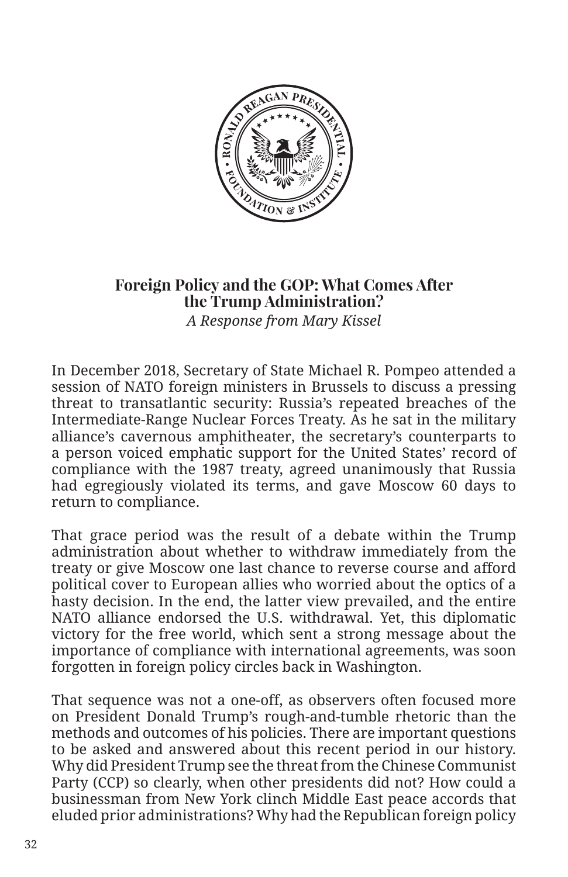# Foreign Policy and the GOP: What Comes After the Trump Administration?

*A Response from Mary Kissel*

In December 2018, Secretary of State Michael R. Pompeo attended a session of NATO foreign ministers in Brussels to discuss a pressing threat to transatlantic security: Russia's repeated breaches of the Intermediate-Range Nuclear Forces Treaty. As he sat in the military alliance's cavernous amphitheater, the secretary's counterparts to a person voiced emphatic support for the United States' record of compliance with the 1987 treaty, agreed unanimously that Russia had egregiously violated its terms, and gave Moscow 60 days to return to compliance.

That grace period was the result of a debate within the Trump administration about whether to withdraw immediately from the treaty or give Moscow one last chance to reverse course and afford political cover to European allies who worried about the optics of a hasty decision. In the end, the latter view prevailed, and the entire NATO alliance endorsed the U.S. withdrawal. Yet, this diplomatic victory for the free world, which sent a strong message about the importance of compliance with international agreements, was soon forgotten in foreign policy circles back in Washington.

That sequence was not a one-off, as observers often focused more on President Donald Trump's rough-and-tumble rhetoric than the methods and outcomes of his policies. There are important questions to be asked and answered about this recent period in our history. Why did President Trump see the threat from the Chinese Communist Party (CCP) so clearly, when other presidents did not? How could a businessman from New York clinch Middle East peace accords that eluded prior administrations? Why had the Republican foreign policy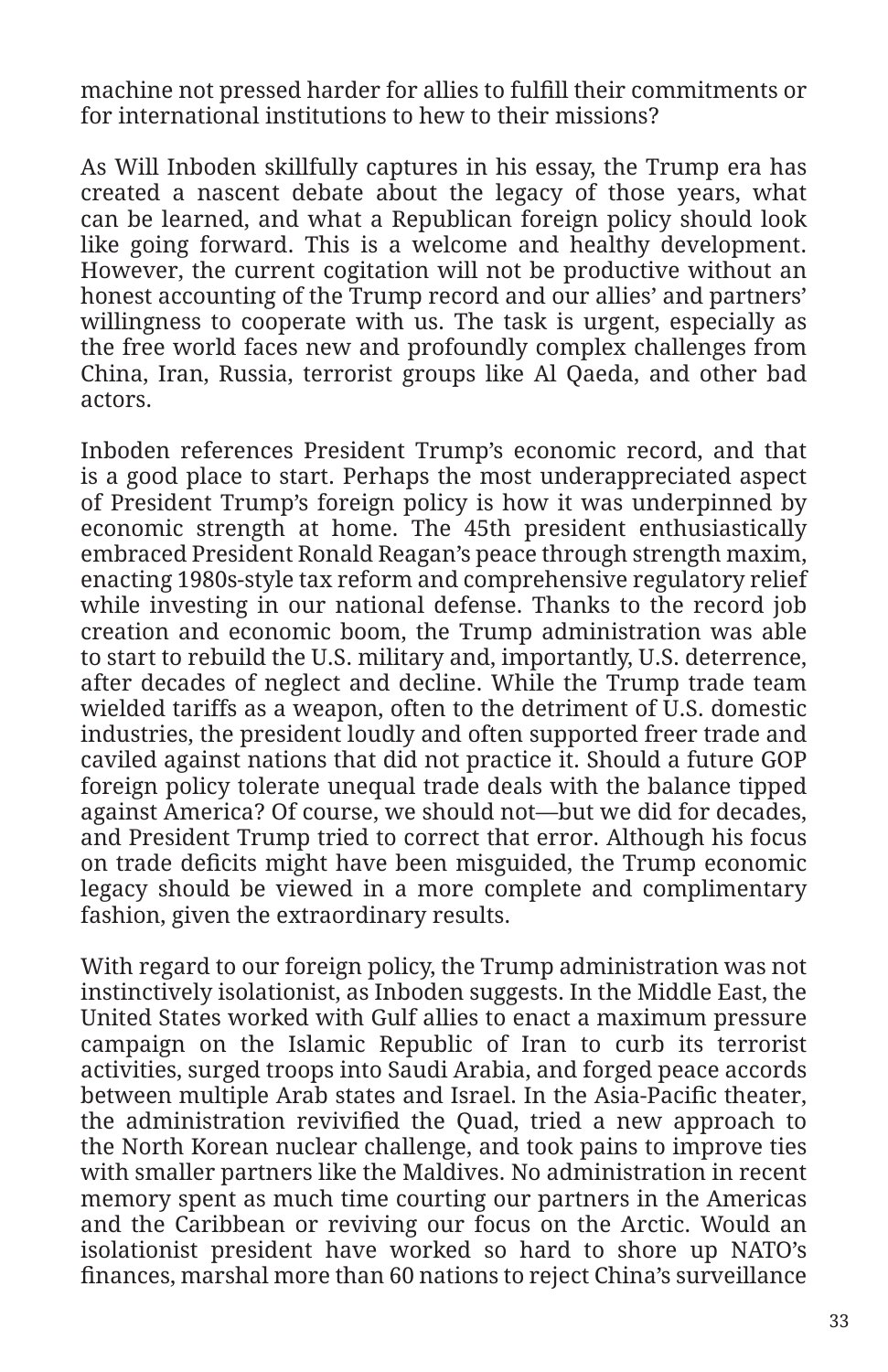machine not pressed harder for allies to fulfill their commitments or for international institutions to hew to their missions?

As Will Inboden skillfully captures in his essay, the Trump era has created a nascent debate about the legacy of those years, what can be learned, and what a Republican foreign policy should look like going forward. This is a welcome and healthy development. However, the current cogitation will not be productive without an honest accounting of the Trump record and our allies' and partners' willingness to cooperate with us. The task is urgent, especially as the free world faces new and profoundly complex challenges from China, Iran, Russia, terrorist groups like Al Qaeda, and other bad actors.

Inboden references President Trump's economic record, and that is a good place to start. Perhaps the most underappreciated aspect of President Trump's foreign policy is how it was underpinned by economic strength at home. The 45th president enthusiastically embraced President Ronald Reagan's peace through strength maxim, enacting 1980s-style tax reform and comprehensive regulatory relief while investing in our national defense. Thanks to the record job creation and economic boom, the Trump administration was able to start to rebuild the U.S. military and, importantly, U.S. deterrence, after decades of neglect and decline. While the Trump trade team wielded tariffs as a weapon, often to the detriment of U.S. domestic industries, the president loudly and often supported freer trade and caviled against nations that did not practice it. Should a future GOP foreign policy tolerate unequal trade deals with the balance tipped against America? Of course, we should not—but we did for decades, and President Trump tried to correct that error. Although his focus on trade deficits might have been misguided, the Trump economic legacy should be viewed in a more complete and complimentary fashion, given the extraordinary results.

With regard to our foreign policy, the Trump administration was not instinctively isolationist, as Inboden suggests. In the Middle East, the United States worked with Gulf allies to enact a maximum pressure campaign on the Islamic Republic of Iran to curb its terrorist activities, surged troops into Saudi Arabia, and forged peace accords between multiple Arab states and Israel. In the Asia-Pacific theater, the administration revivified the Quad, tried a new approach to the North Korean nuclear challenge, and took pains to improve ties with smaller partners like the Maldives. No administration in recent memory spent as much time courting our partners in the Americas and the Caribbean or reviving our focus on the Arctic. Would an isolationist president have worked so hard to shore up NATO's finances, marshal more than 60 nations to reject China's surveillance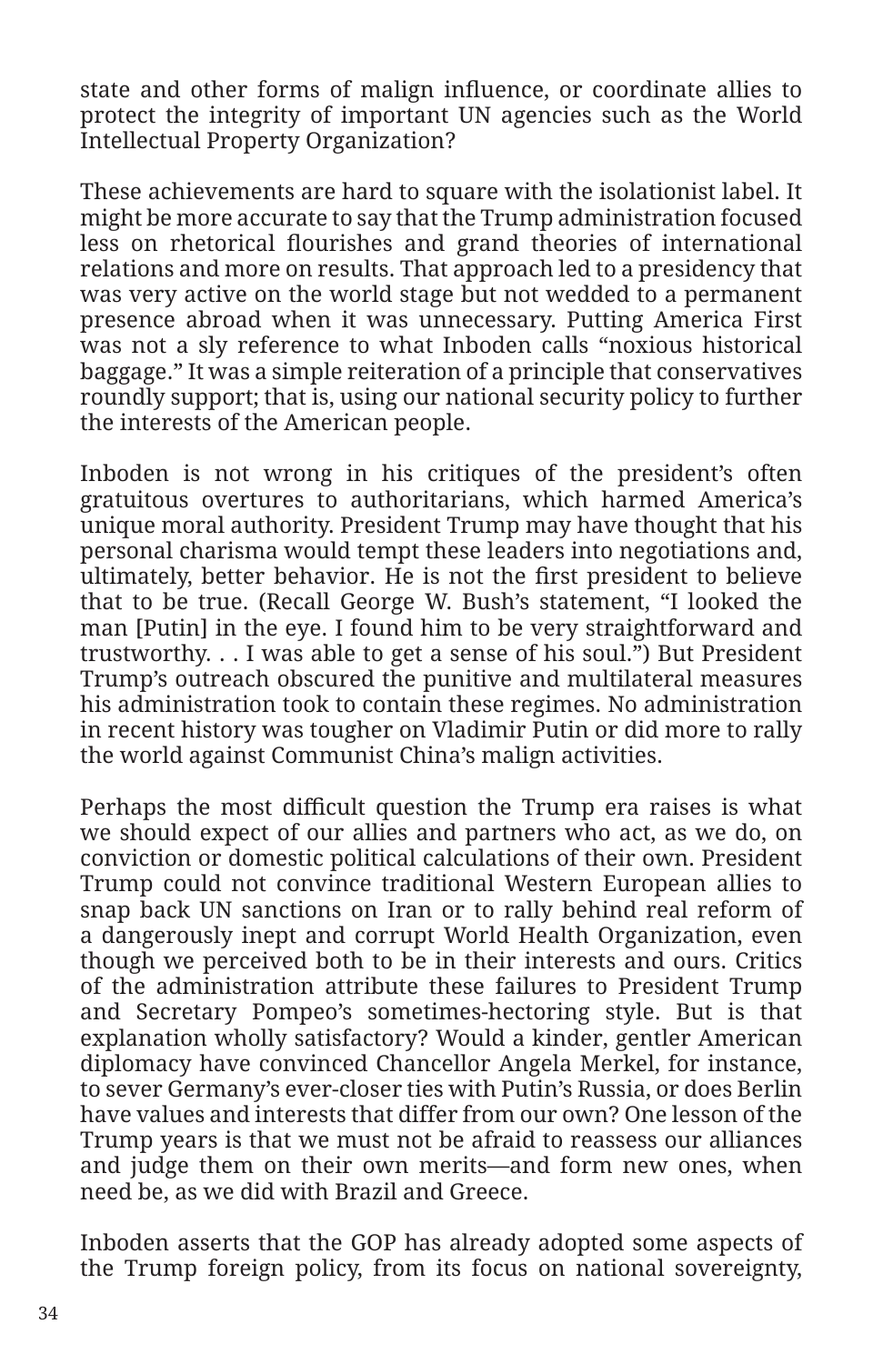state and other forms of malign influence, or coordinate allies to protect the integrity of important UN agencies such as the World Intellectual Property Organization?

These achievements are hard to square with the isolationist label. It might be more accurate to say that the Trump administration focused less on rhetorical flourishes and grand theories of international relations and more on results. That approach led to a presidency that was very active on the world stage but not wedded to a permanent presence abroad when it was unnecessary. Putting America First was not a sly reference to what Inboden calls "noxious historical baggage." It was a simple reiteration of a principle that conservatives roundly support; that is, using our national security policy to further the interests of the American people.

Inboden is not wrong in his critiques of the president's often gratuitous overtures to authoritarians, which harmed America's unique moral authority. President Trump may have thought that his personal charisma would tempt these leaders into negotiations and, ultimately, better behavior. He is not the first president to believe that to be true. (Recall George W. Bush's statement, "I looked the man [Putin] in the eye. I found him to be very straightforward and trustworthy. . . I was able to get a sense of his soul.") But President Trump's outreach obscured the punitive and multilateral measures his administration took to contain these regimes. No administration in recent history was tougher on Vladimir Putin or did more to rally the world against Communist China's malign activities.

Perhaps the most difficult question the Trump era raises is what we should expect of our allies and partners who act, as we do, on conviction or domestic political calculations of their own. President Trump could not convince traditional Western European allies to snap back UN sanctions on Iran or to rally behind real reform of a dangerously inept and corrupt World Health Organization, even though we perceived both to be in their interests and ours. Critics of the administration attribute these failures to President Trump and Secretary Pompeo's sometimes-hectoring style. But is that explanation wholly satisfactory? Would a kinder, gentler American diplomacy have convinced Chancellor Angela Merkel, for instance, to sever Germany's ever-closer ties with Putin's Russia, or does Berlin have values and interests that differ from our own? One lesson of the Trump years is that we must not be afraid to reassess our alliances and judge them on their own merits—and form new ones, when need be, as we did with Brazil and Greece.

Inboden asserts that the GOP has already adopted some aspects of the Trump foreign policy, from its focus on national sovereignty,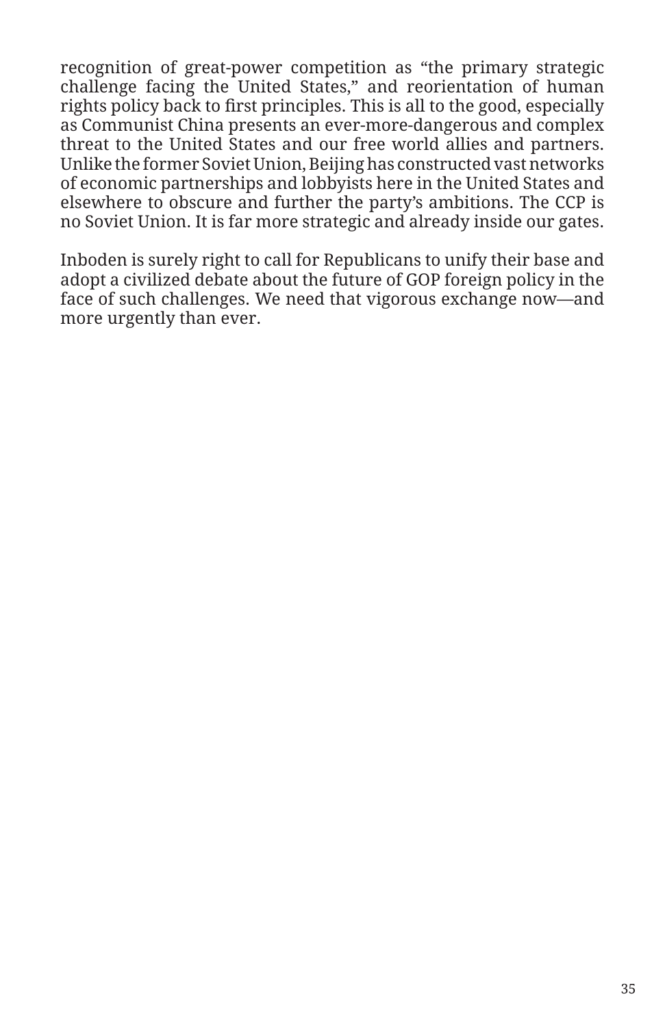recognition of great-power competition as "the primary strategic challenge facing the United States," and reorientation of human rights policy back to first principles. This is all to the good, especially as Communist China presents an ever-more-dangerous and complex threat to the United States and our free world allies and partners. Unlike the former Soviet Union, Beijing has constructed vast networks of economic partnerships and lobbyists here in the United States and elsewhere to obscure and further the party's ambitions. The CCP is no Soviet Union. It is far more strategic and already inside our gates.

Inboden is surely right to call for Republicans to unify their base and adopt a civilized debate about the future of GOP foreign policy in the face of such challenges. We need that vigorous exchange now—and more urgently than ever.